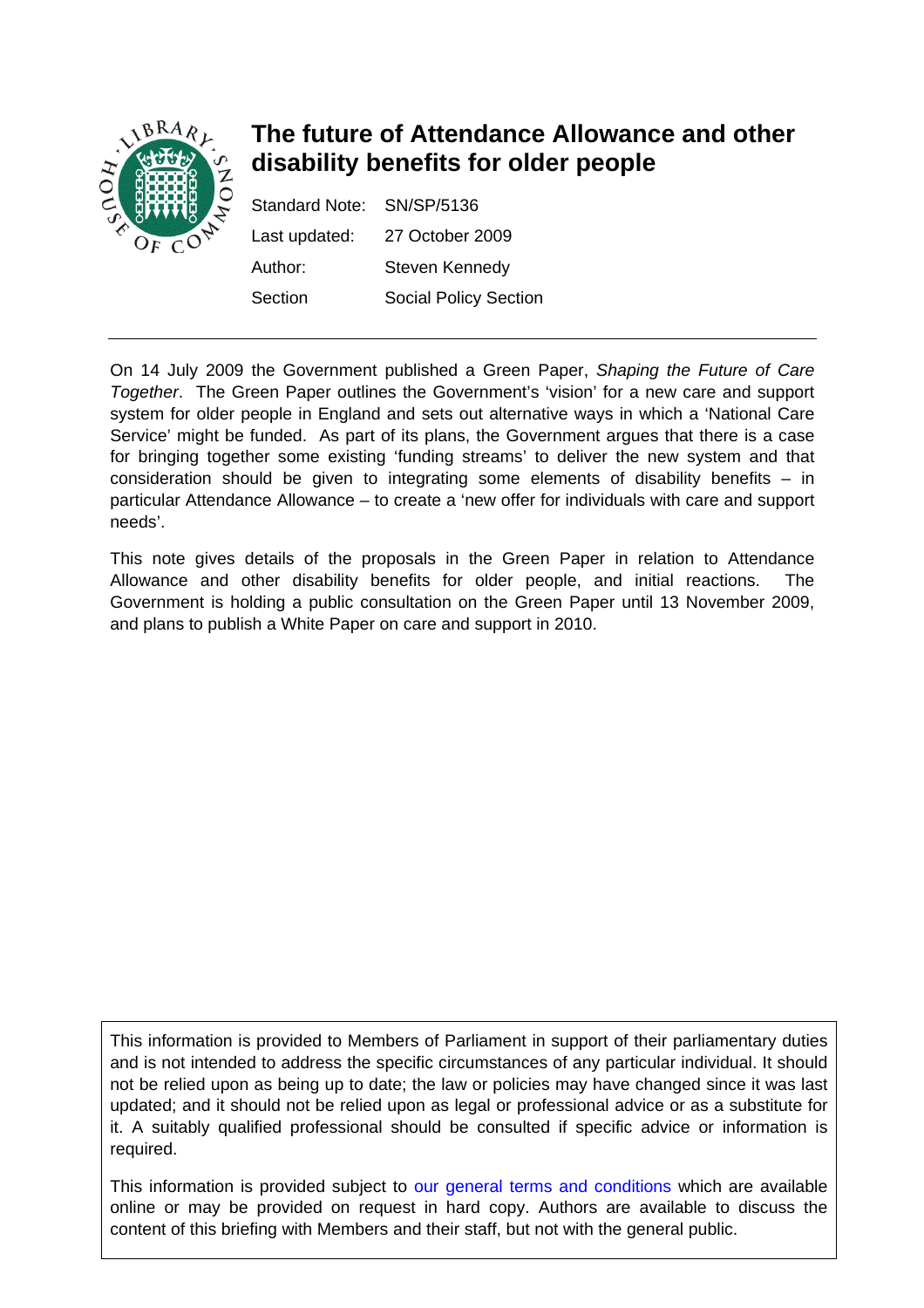# The future of Attendance Allowance and other disability benefits for older people

| | |
|---|---|
| Standard Note: | SN/SP/5136 |
| Last updated: | 27 October 2009 |
| Author: | Steven Kennedy |
| Section | Social Policy Section |

On 14 July 2009 the Government published a Green Paper, *Shaping the Future of Care Together*. The Green Paper outlines the Government's 'vision' for a new care and support system for older people in England and sets out alternative ways in which a 'National Care Service' might be funded. As part of its plans, the Government argues that there is a case for bringing together some existing 'funding streams' to deliver the new system and that consideration should be given to integrating some elements of disability benefits – in particular Attendance Allowance – to create a 'new offer for individuals with care and support needs'.

This note gives details of the proposals in the Green Paper in relation to Attendance Allowance and other disability benefits for older people, and initial reactions. The Government is holding a public consultation on the Green Paper until 13 November 2009, and plans to publish a White Paper on care and support in 2010.

This information is provided to Members of Parliament in support of their parliamentary duties and is not intended to address the specific circumstances of any particular individual. It should not be relied upon as being up to date; the law or policies may have changed since it was last updated; and it should not be relied upon as legal or professional advice or as a substitute for it. A suitably qualified professional should be consulted if specific advice or information is required.

This information is provided subject to our general terms and conditions which are available online or may be provided on request in hard copy. Authors are available to discuss the content of this briefing with Members and their staff, but not with the general public.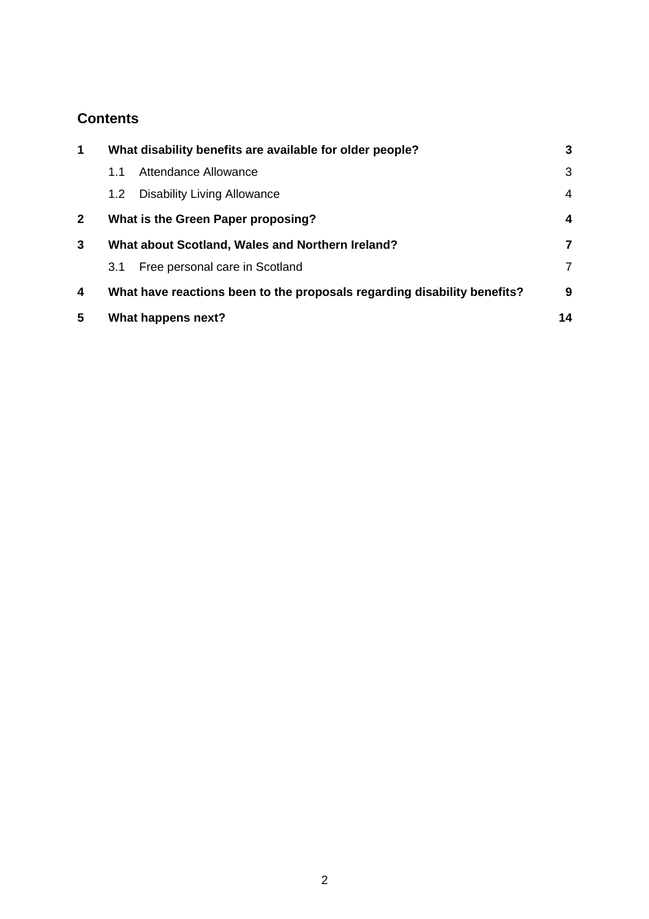## Contents

| | | |
|---|---|---|
| **1** | **What disability benefits are available for older people?** | **3** |
| | 1.1 Attendance Allowance | 3 |
| | 1.2 Disability Living Allowance | 4 |
| **2** | **What is the Green Paper proposing?** | **4** |
| **3** | **What about Scotland, Wales and Northern Ireland?** | **7** |
| | 3.1 Free personal care in Scotland | 7 |
| **4** | **What have reactions been to the proposals regarding disability benefits?** | **9** |
| **5** | **What happens next?** | **14** |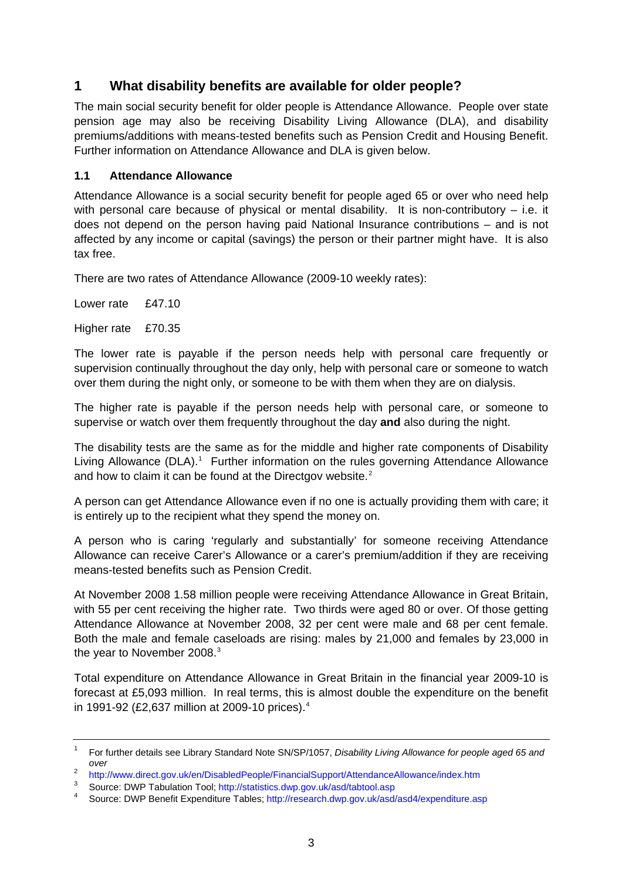## 1 What disability benefits are available for older people?

The main social security benefit for older people is Attendance Allowance. People over state pension age may also be receiving Disability Living Allowance (DLA), and disability premiums/additions with means-tested benefits such as Pension Credit and Housing Benefit. Further information on Attendance Allowance and DLA is given below.

### 1.1 Attendance Allowance

Attendance Allowance is a social security benefit for people aged 65 or over who need help with personal care because of physical or mental disability. It is non-contributory – i.e. it does not depend on the person having paid National Insurance contributions – and is not affected by any income or capital (savings) the person or their partner might have. It is also tax free.

There are two rates of Attendance Allowance (2009-10 weekly rates):

Lower rate £47.10

Higher rate £70.35

The lower rate is payable if the person needs help with personal care frequently or supervision continually throughout the day only, help with personal care or someone to watch over them during the night only, or someone to be with them when they are on dialysis.

The higher rate is payable if the person needs help with personal care, or someone to supervise or watch over them frequently throughout the day **and** also during the night.

The disability tests are the same as for the middle and higher rate components of Disability Living Allowance (DLA).[1] Further information on the rules governing Attendance Allowance and how to claim it can be found at the Directgov website.[2]

A person can get Attendance Allowance even if no one is actually providing them with care; it is entirely up to the recipient what they spend the money on.

A person who is caring 'regularly and substantially' for someone receiving Attendance Allowance can receive Carer's Allowance or a carer's premium/addition if they are receiving means-tested benefits such as Pension Credit.

At November 2008 1.58 million people were receiving Attendance Allowance in Great Britain, with 55 per cent receiving the higher rate. Two thirds were aged 80 or over. Of those getting Attendance Allowance at November 2008, 32 per cent were male and 68 per cent female. Both the male and female caseloads are rising: males by 21,000 and females by 23,000 in the year to November 2008.[3]

Total expenditure on Attendance Allowance in Great Britain in the financial year 2009-10 is forecast at £5,093 million. In real terms, this is almost double the expenditure on the benefit in 1991-92 (£2,637 million at 2009-10 prices).[4]

---

[1] For further details see Library Standard Note SN/SP/1057, *Disability Living Allowance for people aged 65 and over*

[2] http://www.direct.gov.uk/en/DisabledPeople/FinancialSupport/AttendanceAllowance/index.htm

[3] Source: DWP Tabulation Tool; http://statistics.dwp.gov.uk/asd/tabtool.asp

[4] Source: DWP Benefit Expenditure Tables; http://research.dwp.gov.uk/asd/asd4/expenditure.asp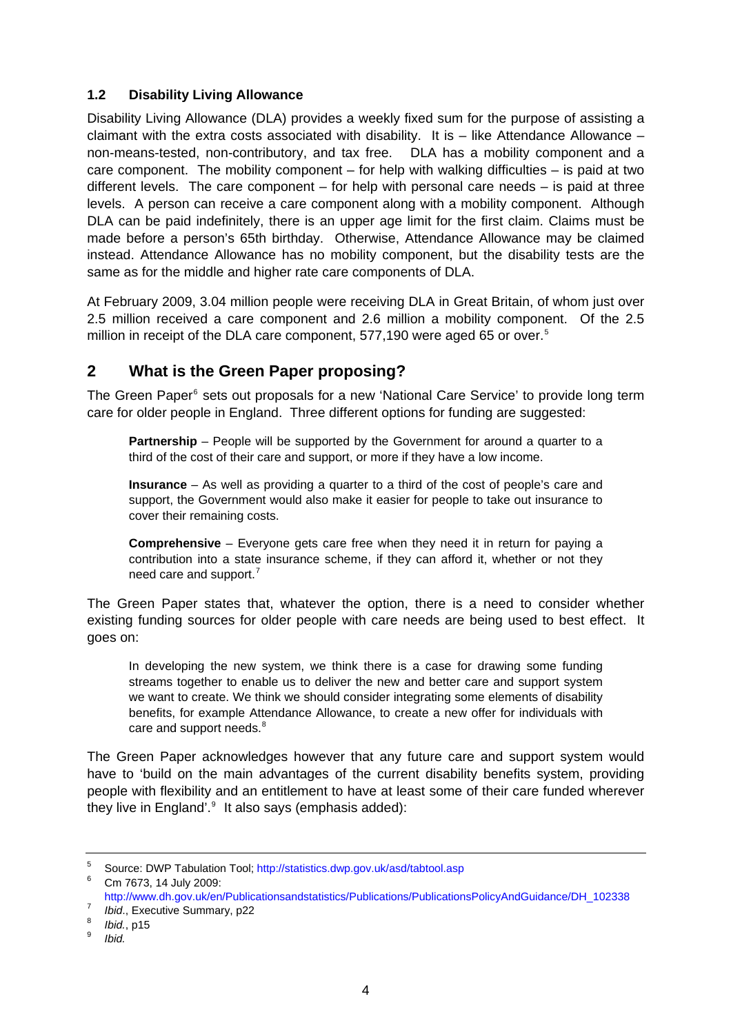### 1.2 Disability Living Allowance

Disability Living Allowance (DLA) provides a weekly fixed sum for the purpose of assisting a claimant with the extra costs associated with disability. It is – like Attendance Allowance – non-means-tested, non-contributory, and tax free. DLA has a mobility component and a care component. The mobility component – for help with walking difficulties – is paid at two different levels. The care component – for help with personal care needs – is paid at three levels. A person can receive a care component along with a mobility component. Although DLA can be paid indefinitely, there is an upper age limit for the first claim. Claims must be made before a person's 65th birthday. Otherwise, Attendance Allowance may be claimed instead. Attendance Allowance has no mobility component, but the disability tests are the same as for the middle and higher rate care components of DLA.

At February 2009, 3.04 million people were receiving DLA in Great Britain, of whom just over 2.5 million received a care component and 2.6 million a mobility component. Of the 2.5 million in receipt of the DLA care component, 577,190 were aged 65 or over.[5]

## 2 What is the Green Paper proposing?

The Green Paper[6] sets out proposals for a new 'National Care Service' to provide long term care for older people in England. Three different options for funding are suggested:

> **Partnership** – People will be supported by the Government for around a quarter to a third of the cost of their care and support, or more if they have a low income.
>
> **Insurance** – As well as providing a quarter to a third of the cost of people's care and support, the Government would also make it easier for people to take out insurance to cover their remaining costs.
>
> **Comprehensive** – Everyone gets care free when they need it in return for paying a contribution into a state insurance scheme, if they can afford it, whether or not they need care and support.[7]

The Green Paper states that, whatever the option, there is a need to consider whether existing funding sources for older people with care needs are being used to best effect. It goes on:

> In developing the new system, we think there is a case for drawing some funding streams together to enable us to deliver the new and better care and support system we want to create. We think we should consider integrating some elements of disability benefits, for example Attendance Allowance, to create a new offer for individuals with care and support needs.[8]

The Green Paper acknowledges however that any future care and support system would have to 'build on the main advantages of the current disability benefits system, providing people with flexibility and an entitlement to have at least some of their care funded wherever they live in England'.[9] It also says (emphasis added):

---

[5] Source: DWP Tabulation Tool; http://statistics.dwp.gov.uk/asd/tabtool.asp

[6] Cm 7673, 14 July 2009: http://www.dh.gov.uk/en/Publicationsandstatistics/Publications/PublicationsPolicyAndGuidance/DH_102338

[7] *Ibid*., Executive Summary, p22

[8] *Ibid.*, p15

[9] *Ibid.*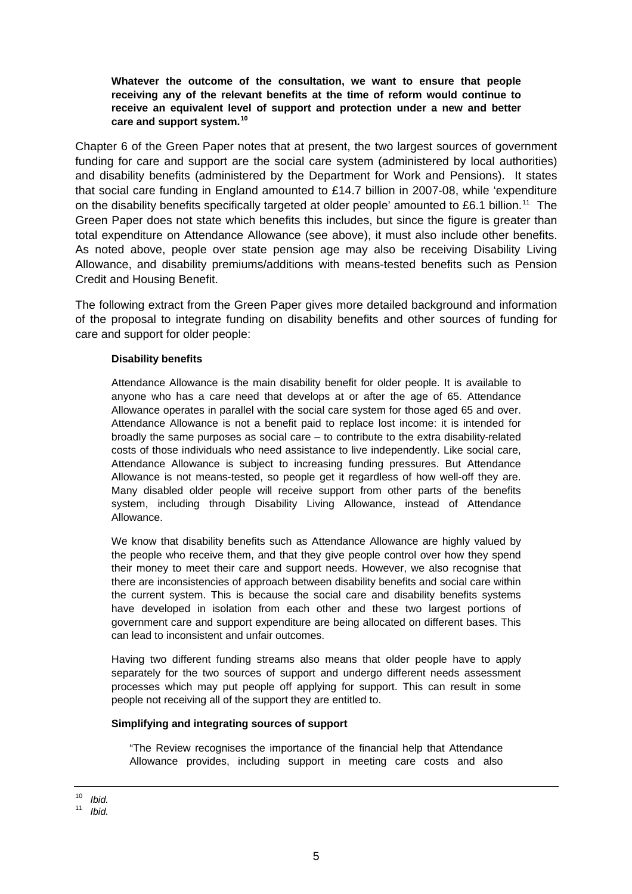> **Whatever the outcome of the consultation, we want to ensure that people receiving any of the relevant benefits at the time of reform would continue to receive an equivalent level of support and protection under a new and better care and support system.[10]**

Chapter 6 of the Green Paper notes that at present, the two largest sources of government funding for care and support are the social care system (administered by local authorities) and disability benefits (administered by the Department for Work and Pensions). It states that social care funding in England amounted to £14.7 billion in 2007-08, while 'expenditure on the disability benefits specifically targeted at older people' amounted to £6.1 billion.[11] The Green Paper does not state which benefits this includes, but since the figure is greater than total expenditure on Attendance Allowance (see above), it must also include other benefits. As noted above, people over state pension age may also be receiving Disability Living Allowance, and disability premiums/additions with means-tested benefits such as Pension Credit and Housing Benefit.

The following extract from the Green Paper gives more detailed background and information of the proposal to integrate funding on disability benefits and other sources of funding for care and support for older people:

> **Disability benefits**
>
> Attendance Allowance is the main disability benefit for older people. It is available to anyone who has a care need that develops at or after the age of 65. Attendance Allowance operates in parallel with the social care system for those aged 65 and over. Attendance Allowance is not a benefit paid to replace lost income: it is intended for broadly the same purposes as social care – to contribute to the extra disability-related costs of those individuals who need assistance to live independently. Like social care, Attendance Allowance is subject to increasing funding pressures. But Attendance Allowance is not means-tested, so people get it regardless of how well-off they are. Many disabled older people will receive support from other parts of the benefits system, including through Disability Living Allowance, instead of Attendance Allowance.
>
> We know that disability benefits such as Attendance Allowance are highly valued by the people who receive them, and that they give people control over how they spend their money to meet their care and support needs. However, we also recognise that there are inconsistencies of approach between disability benefits and social care within the current system. This is because the social care and disability benefits systems have developed in isolation from each other and these two largest portions of government care and support expenditure are being allocated on different bases. This can lead to inconsistent and unfair outcomes.
>
> Having two different funding streams also means that older people have to apply separately for the two sources of support and undergo different needs assessment processes which may put people off applying for support. This can result in some people not receiving all of the support they are entitled to.
>
> **Simplifying and integrating sources of support**
>
> > "The Review recognises the importance of the financial help that Attendance Allowance provides, including support in meeting care costs and also

---

[10] *Ibid.*

[11] *Ibid.*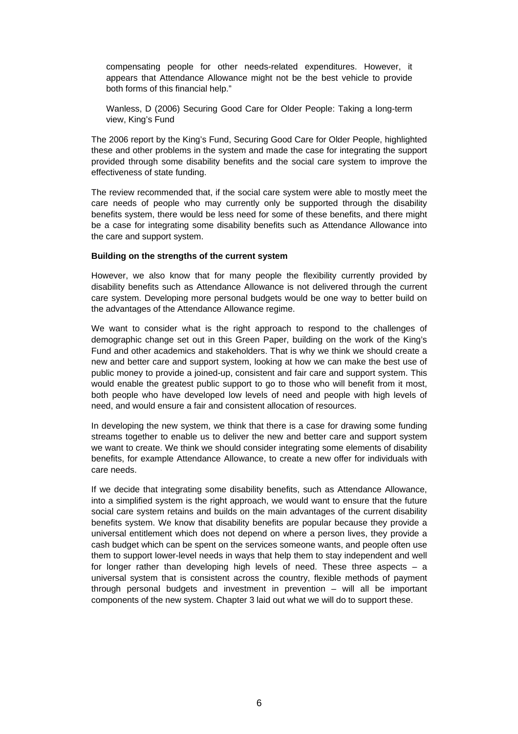> compensating people for other needs-related expenditures. However, it appears that Attendance Allowance might not be the best vehicle to provide both forms of this financial help."
>
> Wanless, D (2006) Securing Good Care for Older People: Taking a long-term view, King's Fund

The 2006 report by the King's Fund, Securing Good Care for Older People, highlighted these and other problems in the system and made the case for integrating the support provided through some disability benefits and the social care system to improve the effectiveness of state funding.

The review recommended that, if the social care system were able to mostly meet the care needs of people who may currently only be supported through the disability benefits system, there would be less need for some of these benefits, and there might be a case for integrating some disability benefits such as Attendance Allowance into the care and support system.

**Building on the strengths of the current system**

However, we also know that for many people the flexibility currently provided by disability benefits such as Attendance Allowance is not delivered through the current care system. Developing more personal budgets would be one way to better build on the advantages of the Attendance Allowance regime.

We want to consider what is the right approach to respond to the challenges of demographic change set out in this Green Paper, building on the work of the King's Fund and other academics and stakeholders. That is why we think we should create a new and better care and support system, looking at how we can make the best use of public money to provide a joined-up, consistent and fair care and support system. This would enable the greatest public support to go to those who will benefit from it most, both people who have developed low levels of need and people with high levels of need, and would ensure a fair and consistent allocation of resources.

In developing the new system, we think that there is a case for drawing some funding streams together to enable us to deliver the new and better care and support system we want to create. We think we should consider integrating some elements of disability benefits, for example Attendance Allowance, to create a new offer for individuals with care needs.

If we decide that integrating some disability benefits, such as Attendance Allowance, into a simplified system is the right approach, we would want to ensure that the future social care system retains and builds on the main advantages of the current disability benefits system. We know that disability benefits are popular because they provide a universal entitlement which does not depend on where a person lives, they provide a cash budget which can be spent on the services someone wants, and people often use them to support lower-level needs in ways that help them to stay independent and well for longer rather than developing high levels of need. These three aspects – a universal system that is consistent across the country, flexible methods of payment through personal budgets and investment in prevention – will all be important components of the new system. Chapter 3 laid out what we will do to support these.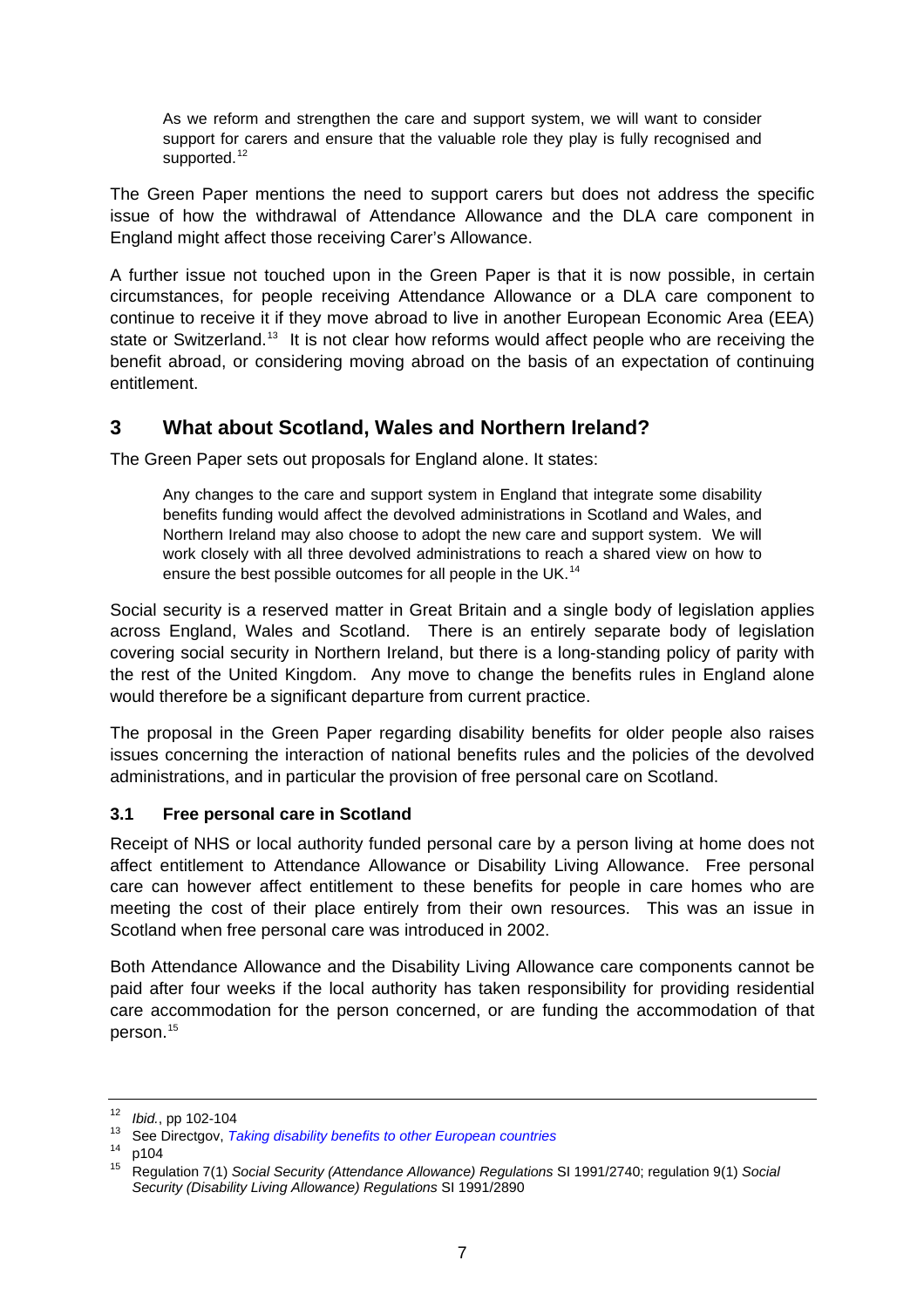> As we reform and strengthen the care and support system, we will want to consider support for carers and ensure that the valuable role they play is fully recognised and supported.[12]

The Green Paper mentions the need to support carers but does not address the specific issue of how the withdrawal of Attendance Allowance and the DLA care component in England might affect those receiving Carer's Allowance.

A further issue not touched upon in the Green Paper is that it is now possible, in certain circumstances, for people receiving Attendance Allowance or a DLA care component to continue to receive it if they move abroad to live in another European Economic Area (EEA) state or Switzerland.[13] It is not clear how reforms would affect people who are receiving the benefit abroad, or considering moving abroad on the basis of an expectation of continuing entitlement.

## 3 What about Scotland, Wales and Northern Ireland?

The Green Paper sets out proposals for England alone. It states:

> Any changes to the care and support system in England that integrate some disability benefits funding would affect the devolved administrations in Scotland and Wales, and Northern Ireland may also choose to adopt the new care and support system. We will work closely with all three devolved administrations to reach a shared view on how to ensure the best possible outcomes for all people in the UK.[14]

Social security is a reserved matter in Great Britain and a single body of legislation applies across England, Wales and Scotland. There is an entirely separate body of legislation covering social security in Northern Ireland, but there is a long-standing policy of parity with the rest of the United Kingdom. Any move to change the benefits rules in England alone would therefore be a significant departure from current practice.

The proposal in the Green Paper regarding disability benefits for older people also raises issues concerning the interaction of national benefits rules and the policies of the devolved administrations, and in particular the provision of free personal care on Scotland.

### 3.1 Free personal care in Scotland

Receipt of NHS or local authority funded personal care by a person living at home does not affect entitlement to Attendance Allowance or Disability Living Allowance. Free personal care can however affect entitlement to these benefits for people in care homes who are meeting the cost of their place entirely from their own resources. This was an issue in Scotland when free personal care was introduced in 2002.

Both Attendance Allowance and the Disability Living Allowance care components cannot be paid after four weeks if the local authority has taken responsibility for providing residential care accommodation for the person concerned, or are funding the accommodation of that person.[15]

---

[12] *Ibid.*, pp 102-104

[13] See Directgov, *Taking disability benefits to other European countries*

[14] p104

[15] Regulation 7(1) *Social Security (Attendance Allowance) Regulations* SI 1991/2740; regulation 9(1) *Social Security (Disability Living Allowance) Regulations* SI 1991/2890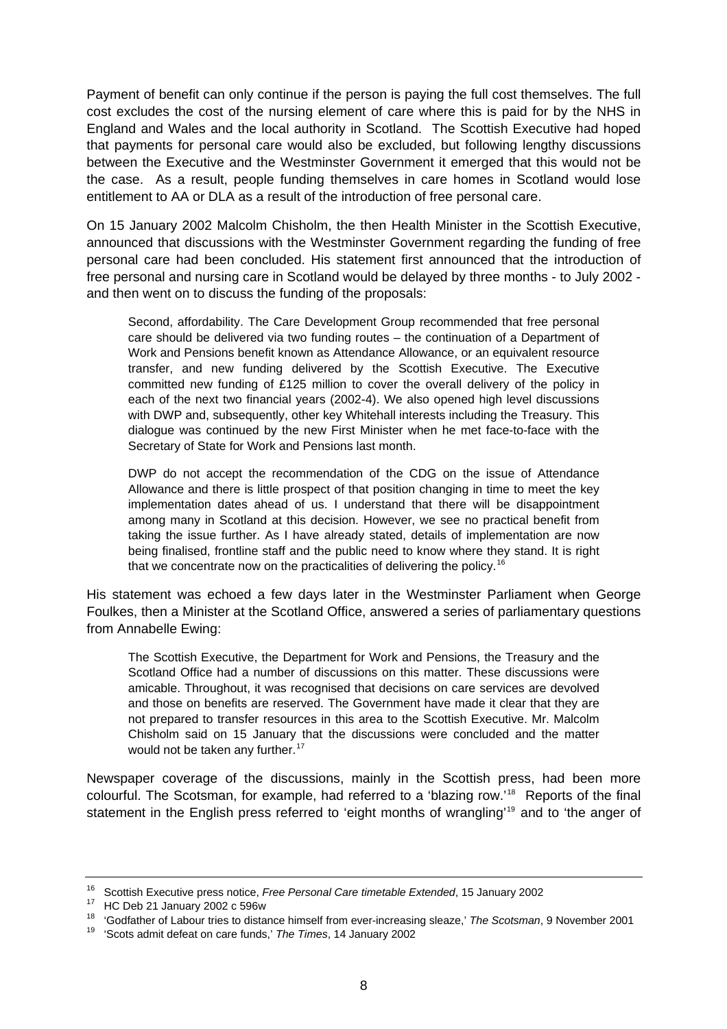Payment of benefit can only continue if the person is paying the full cost themselves. The full cost excludes the cost of the nursing element of care where this is paid for by the NHS in England and Wales and the local authority in Scotland. The Scottish Executive had hoped that payments for personal care would also be excluded, but following lengthy discussions between the Executive and the Westminster Government it emerged that this would not be the case. As a result, people funding themselves in care homes in Scotland would lose entitlement to AA or DLA as a result of the introduction of free personal care.

On 15 January 2002 Malcolm Chisholm, the then Health Minister in the Scottish Executive, announced that discussions with the Westminster Government regarding the funding of free personal care had been concluded. His statement first announced that the introduction of free personal and nursing care in Scotland would be delayed by three months - to July 2002 - and then went on to discuss the funding of the proposals:

> Second, affordability. The Care Development Group recommended that free personal care should be delivered via two funding routes – the continuation of a Department of Work and Pensions benefit known as Attendance Allowance, or an equivalent resource transfer, and new funding delivered by the Scottish Executive. The Executive committed new funding of £125 million to cover the overall delivery of the policy in each of the next two financial years (2002-4). We also opened high level discussions with DWP and, subsequently, other key Whitehall interests including the Treasury. This dialogue was continued by the new First Minister when he met face-to-face with the Secretary of State for Work and Pensions last month.
>
> DWP do not accept the recommendation of the CDG on the issue of Attendance Allowance and there is little prospect of that position changing in time to meet the key implementation dates ahead of us. I understand that there will be disappointment among many in Scotland at this decision. However, we see no practical benefit from taking the issue further. As I have already stated, details of implementation are now being finalised, frontline staff and the public need to know where they stand. It is right that we concentrate now on the practicalities of delivering the policy.[16]

His statement was echoed a few days later in the Westminster Parliament when George Foulkes, then a Minister at the Scotland Office, answered a series of parliamentary questions from Annabelle Ewing:

> The Scottish Executive, the Department for Work and Pensions, the Treasury and the Scotland Office had a number of discussions on this matter. These discussions were amicable. Throughout, it was recognised that decisions on care services are devolved and those on benefits are reserved. The Government have made it clear that they are not prepared to transfer resources in this area to the Scottish Executive. Mr. Malcolm Chisholm said on 15 January that the discussions were concluded and the matter would not be taken any further.[17]

Newspaper coverage of the discussions, mainly in the Scottish press, had been more colourful. The Scotsman, for example, had referred to a 'blazing row.'[18] Reports of the final statement in the English press referred to 'eight months of wrangling'[19] and to 'the anger of

---

[16] Scottish Executive press notice, *Free Personal Care timetable Extended*, 15 January 2002

[17] HC Deb 21 January 2002 c 596w

[18] 'Godfather of Labour tries to distance himself from ever-increasing sleaze,' *The Scotsman*, 9 November 2001

[19] 'Scots admit defeat on care funds,' *The Times*, 14 January 2002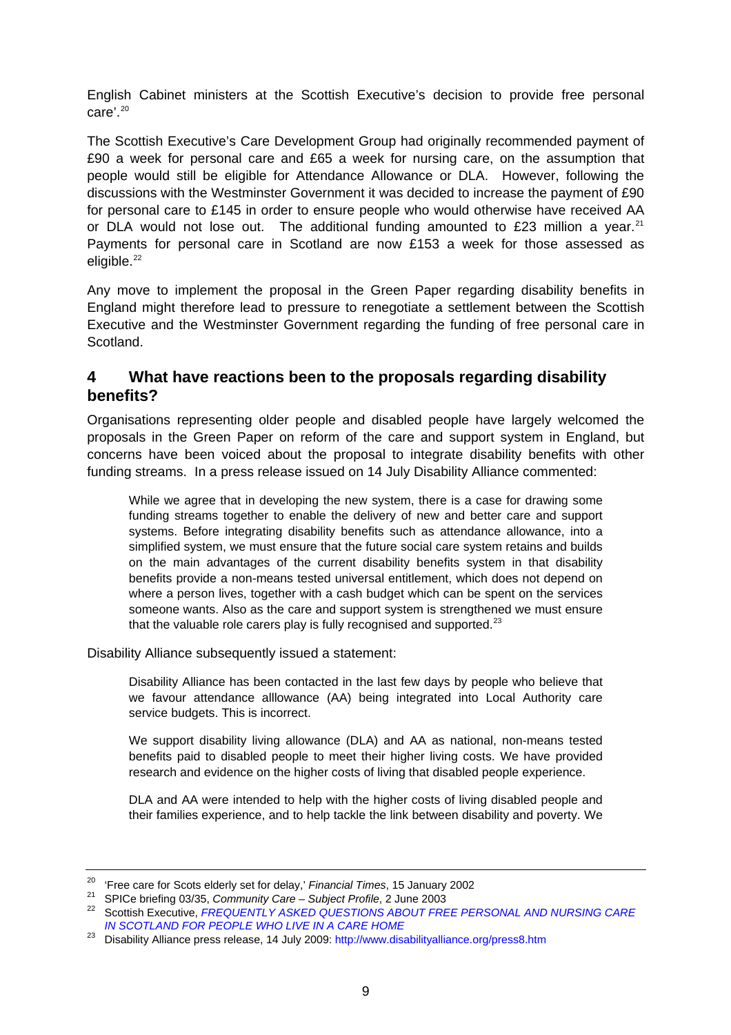English Cabinet ministers at the Scottish Executive's decision to provide free personal care'.[20]

The Scottish Executive's Care Development Group had originally recommended payment of £90 a week for personal care and £65 a week for nursing care, on the assumption that people would still be eligible for Attendance Allowance or DLA. However, following the discussions with the Westminster Government it was decided to increase the payment of £90 for personal care to £145 in order to ensure people who would otherwise have received AA or DLA would not lose out. The additional funding amounted to £23 million a year.[21] Payments for personal care in Scotland are now £153 a week for those assessed as eligible.[22]

Any move to implement the proposal in the Green Paper regarding disability benefits in England might therefore lead to pressure to renegotiate a settlement between the Scottish Executive and the Westminster Government regarding the funding of free personal care in Scotland.

## 4 What have reactions been to the proposals regarding disability benefits?

Organisations representing older people and disabled people have largely welcomed the proposals in the Green Paper on reform of the care and support system in England, but concerns have been voiced about the proposal to integrate disability benefits with other funding streams. In a press release issued on 14 July Disability Alliance commented:

> While we agree that in developing the new system, there is a case for drawing some funding streams together to enable the delivery of new and better care and support systems. Before integrating disability benefits such as attendance allowance, into a simplified system, we must ensure that the future social care system retains and builds on the main advantages of the current disability benefits system in that disability benefits provide a non-means tested universal entitlement, which does not depend on where a person lives, together with a cash budget which can be spent on the services someone wants. Also as the care and support system is strengthened we must ensure that the valuable role carers play is fully recognised and supported.[23]

Disability Alliance subsequently issued a statement:

> Disability Alliance has been contacted in the last few days by people who believe that we favour attendance alllowance (AA) being integrated into Local Authority care service budgets. This is incorrect.
>
> We support disability living allowance (DLA) and AA as national, non-means tested benefits paid to disabled people to meet their higher living costs. We have provided research and evidence on the higher costs of living that disabled people experience.
>
> DLA and AA were intended to help with the higher costs of living disabled people and their families experience, and to help tackle the link between disability and poverty. We

---

[20] 'Free care for Scots elderly set for delay,' *Financial Times*, 15 January 2002

[21] SPICe briefing 03/35, *Community Care – Subject Profile*, 2 June 2003

[22] Scottish Executive, *FREQUENTLY ASKED QUESTIONS ABOUT FREE PERSONAL AND NURSING CARE IN SCOTLAND FOR PEOPLE WHO LIVE IN A CARE HOME*

[23] Disability Alliance press release, 14 July 2009: http://www.disabilityalliance.org/press8.htm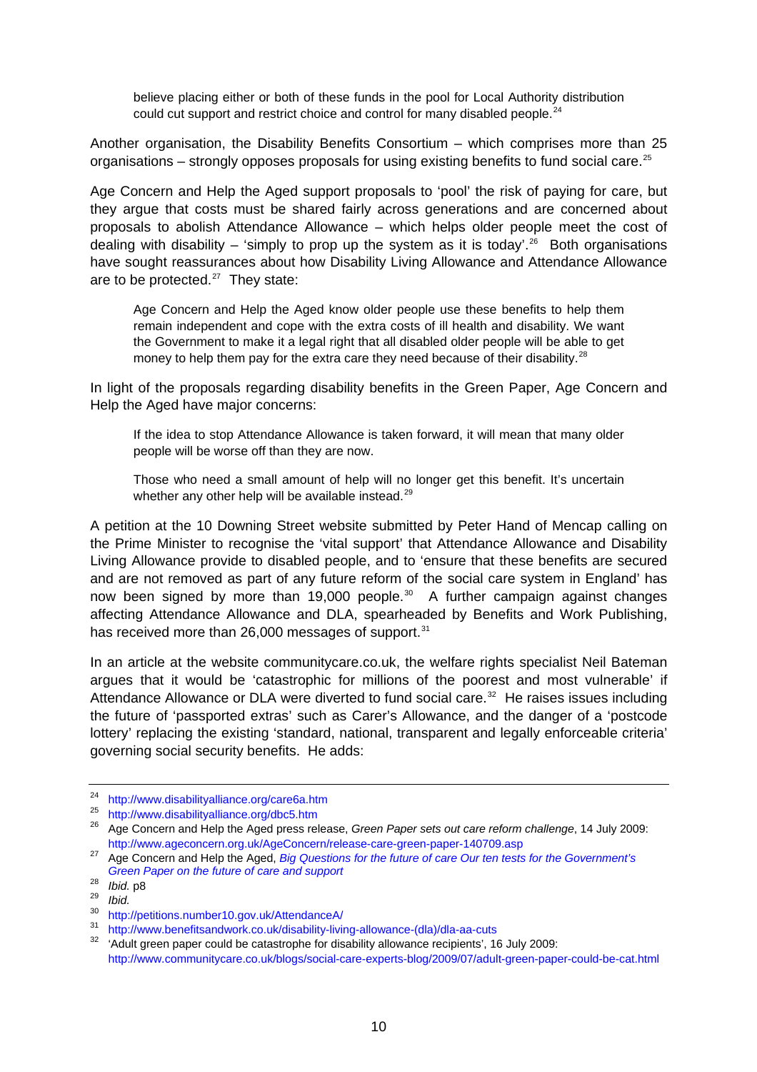> believe placing either or both of these funds in the pool for Local Authority distribution could cut support and restrict choice and control for many disabled people.[24]

Another organisation, the Disability Benefits Consortium – which comprises more than 25 organisations – strongly opposes proposals for using existing benefits to fund social care.[25]

Age Concern and Help the Aged support proposals to 'pool' the risk of paying for care, but they argue that costs must be shared fairly across generations and are concerned about proposals to abolish Attendance Allowance – which helps older people meet the cost of dealing with disability – 'simply to prop up the system as it is today'.[26] Both organisations have sought reassurances about how Disability Living Allowance and Attendance Allowance are to be protected.[27] They state:

> Age Concern and Help the Aged know older people use these benefits to help them remain independent and cope with the extra costs of ill health and disability. We want the Government to make it a legal right that all disabled older people will be able to get money to help them pay for the extra care they need because of their disability.[28]

In light of the proposals regarding disability benefits in the Green Paper, Age Concern and Help the Aged have major concerns:

> If the idea to stop Attendance Allowance is taken forward, it will mean that many older people will be worse off than they are now.
>
> Those who need a small amount of help will no longer get this benefit. It's uncertain whether any other help will be available instead.[29]

A petition at the 10 Downing Street website submitted by Peter Hand of Mencap calling on the Prime Minister to recognise the 'vital support' that Attendance Allowance and Disability Living Allowance provide to disabled people, and to 'ensure that these benefits are secured and are not removed as part of any future reform of the social care system in England' has now been signed by more than 19,000 people.[30] A further campaign against changes affecting Attendance Allowance and DLA, spearheaded by Benefits and Work Publishing, has received more than 26,000 messages of support.[31]

In an article at the website communitycare.co.uk, the welfare rights specialist Neil Bateman argues that it would be 'catastrophic for millions of the poorest and most vulnerable' if Attendance Allowance or DLA were diverted to fund social care.[32] He raises issues including the future of 'passported extras' such as Carer's Allowance, and the danger of a 'postcode lottery' replacing the existing 'standard, national, transparent and legally enforceable criteria' governing social security benefits. He adds:

---

[24] http://www.disabilityalliance.org/care6a.htm

[25] http://www.disabilityalliance.org/dbc5.htm

[26] Age Concern and Help the Aged press release, *Green Paper sets out care reform challenge*, 14 July 2009: http://www.ageconcern.org.uk/AgeConcern/release-care-green-paper-140709.asp

[27] Age Concern and Help the Aged, *Big Questions for the future of care Our ten tests for the Government's Green Paper on the future of care and support*

[28] *Ibid.* p8

[29] *Ibid.*

[30] http://petitions.number10.gov.uk/AttendanceA/

[31] http://www.benefitsandwork.co.uk/disability-living-allowance-(dla)/dla-aa-cuts

[32] 'Adult green paper could be catastrophe for disability allowance recipients', 16 July 2009: http://www.communitycare.co.uk/blogs/social-care-experts-blog/2009/07/adult-green-paper-could-be-cat.html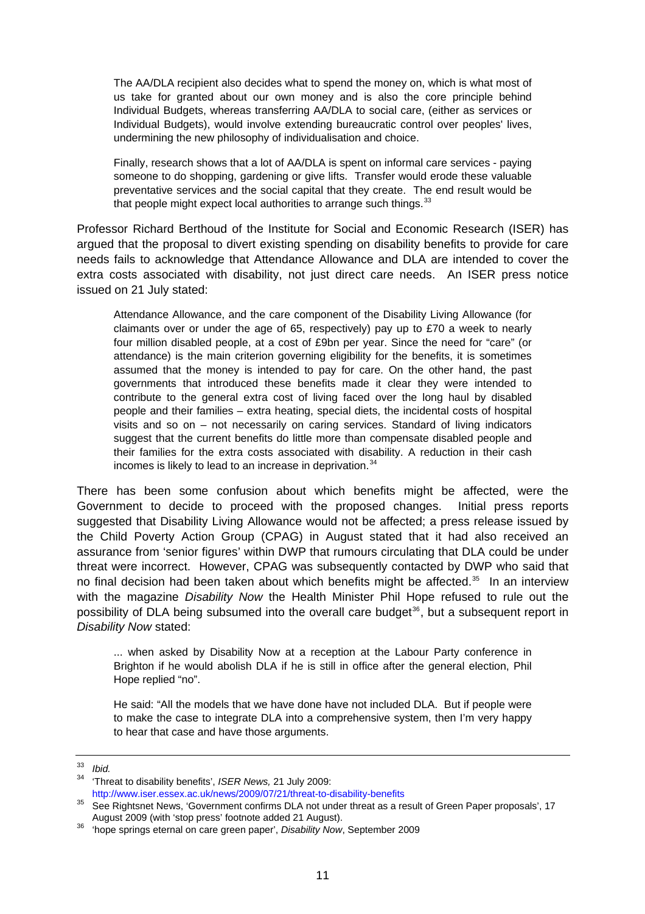> The AA/DLA recipient also decides what to spend the money on, which is what most of us take for granted about our own money and is also the core principle behind Individual Budgets, whereas transferring AA/DLA to social care, (either as services or Individual Budgets), would involve extending bureaucratic control over peoples' lives, undermining the new philosophy of individualisation and choice.
>
> Finally, research shows that a lot of AA/DLA is spent on informal care services - paying someone to do shopping, gardening or give lifts. Transfer would erode these valuable preventative services and the social capital that they create. The end result would be that people might expect local authorities to arrange such things.[33]

Professor Richard Berthoud of the Institute for Social and Economic Research (ISER) has argued that the proposal to divert existing spending on disability benefits to provide for care needs fails to acknowledge that Attendance Allowance and DLA are intended to cover the extra costs associated with disability, not just direct care needs. An ISER press notice issued on 21 July stated:

> Attendance Allowance, and the care component of the Disability Living Allowance (for claimants over or under the age of 65, respectively) pay up to £70 a week to nearly four million disabled people, at a cost of £9bn per year. Since the need for "care" (or attendance) is the main criterion governing eligibility for the benefits, it is sometimes assumed that the money is intended to pay for care. On the other hand, the past governments that introduced these benefits made it clear they were intended to contribute to the general extra cost of living faced over the long haul by disabled people and their families – extra heating, special diets, the incidental costs of hospital visits and so on – not necessarily on caring services. Standard of living indicators suggest that the current benefits do little more than compensate disabled people and their families for the extra costs associated with disability. A reduction in their cash incomes is likely to lead to an increase in deprivation.[34]

There has been some confusion about which benefits might be affected, were the Government to decide to proceed with the proposed changes. Initial press reports suggested that Disability Living Allowance would not be affected; a press release issued by the Child Poverty Action Group (CPAG) in August stated that it had also received an assurance from 'senior figures' within DWP that rumours circulating that DLA could be under threat were incorrect. However, CPAG was subsequently contacted by DWP who said that no final decision had been taken about which benefits might be affected.[35] In an interview with the magazine *Disability Now* the Health Minister Phil Hope refused to rule out the possibility of DLA being subsumed into the overall care budget[36], but a subsequent report in *Disability Now* stated:

> ... when asked by Disability Now at a reception at the Labour Party conference in Brighton if he would abolish DLA if he is still in office after the general election, Phil Hope replied "no".
>
> He said: "All the models that we have done have not included DLA. But if people were to make the case to integrate DLA into a comprehensive system, then I'm very happy to hear that case and have those arguments.

---

[33] *Ibid.*

[34] 'Threat to disability benefits', *ISER News,* 21 July 2009: http://www.iser.essex.ac.uk/news/2009/07/21/threat-to-disability-benefits

[35] See Rightsnet News, 'Government confirms DLA not under threat as a result of Green Paper proposals', 17 August 2009 (with 'stop press' footnote added 21 August).

[36] 'hope springs eternal on care green paper', *Disability Now*, September 2009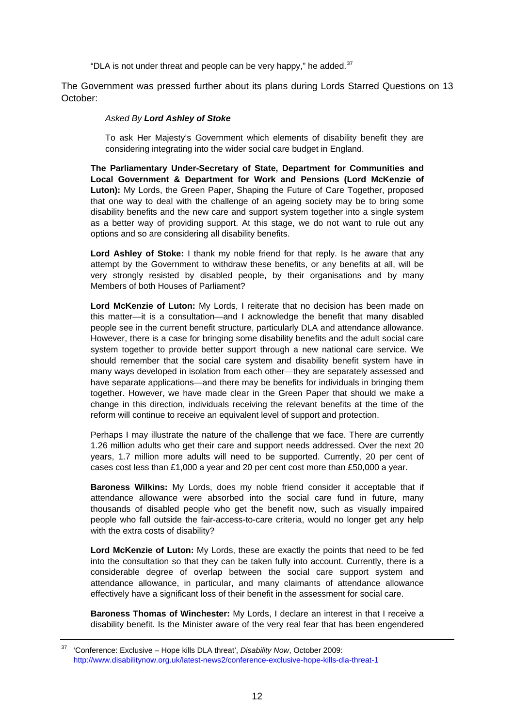"DLA is not under threat and people can be very happy," he added.[37]

The Government was pressed further about its plans during Lords Starred Questions on 13 October:

> *Asked By **Lord Ashley of Stoke***
>
> To ask Her Majesty's Government which elements of disability benefit they are considering integrating into the wider social care budget in England.

> **The Parliamentary Under-Secretary of State, Department for Communities and Local Government & Department for Work and Pensions (Lord McKenzie of Luton):** My Lords, the Green Paper, Shaping the Future of Care Together, proposed that one way to deal with the challenge of an ageing society may be to bring some disability benefits and the new care and support system together into a single system as a better way of providing support. At this stage, we do not want to rule out any options and so are considering all disability benefits.
>
> **Lord Ashley of Stoke:** I thank my noble friend for that reply. Is he aware that any attempt by the Government to withdraw these benefits, or any benefits at all, will be very strongly resisted by disabled people, by their organisations and by many Members of both Houses of Parliament?
>
> **Lord McKenzie of Luton:** My Lords, I reiterate that no decision has been made on this matter—it is a consultation—and I acknowledge the benefit that many disabled people see in the current benefit structure, particularly DLA and attendance allowance. However, there is a case for bringing some disability benefits and the adult social care system together to provide better support through a new national care service. We should remember that the social care system and disability benefit system have in many ways developed in isolation from each other—they are separately assessed and have separate applications—and there may be benefits for individuals in bringing them together. However, we have made clear in the Green Paper that should we make a change in this direction, individuals receiving the relevant benefits at the time of the reform will continue to receive an equivalent level of support and protection.
>
> Perhaps I may illustrate the nature of the challenge that we face. There are currently 1.26 million adults who get their care and support needs addressed. Over the next 20 years, 1.7 million more adults will need to be supported. Currently, 20 per cent of cases cost less than £1,000 a year and 20 per cent cost more than £50,000 a year.
>
> **Baroness Wilkins:** My Lords, does my noble friend consider it acceptable that if attendance allowance were absorbed into the social care fund in future, many thousands of disabled people who get the benefit now, such as visually impaired people who fall outside the fair-access-to-care criteria, would no longer get any help with the extra costs of disability?
>
> **Lord McKenzie of Luton:** My Lords, these are exactly the points that need to be fed into the consultation so that they can be taken fully into account. Currently, there is a considerable degree of overlap between the social care support system and attendance allowance, in particular, and many claimants of attendance allowance effectively have a significant loss of their benefit in the assessment for social care.
>
> **Baroness Thomas of Winchester:** My Lords, I declare an interest in that I receive a disability benefit. Is the Minister aware of the very real fear that has been engendered

---

[37] 'Conference: Exclusive – Hope kills DLA threat', *Disability Now*, October 2009: http://www.disabilitynow.org.uk/latest-news2/conference-exclusive-hope-kills-dla-threat-1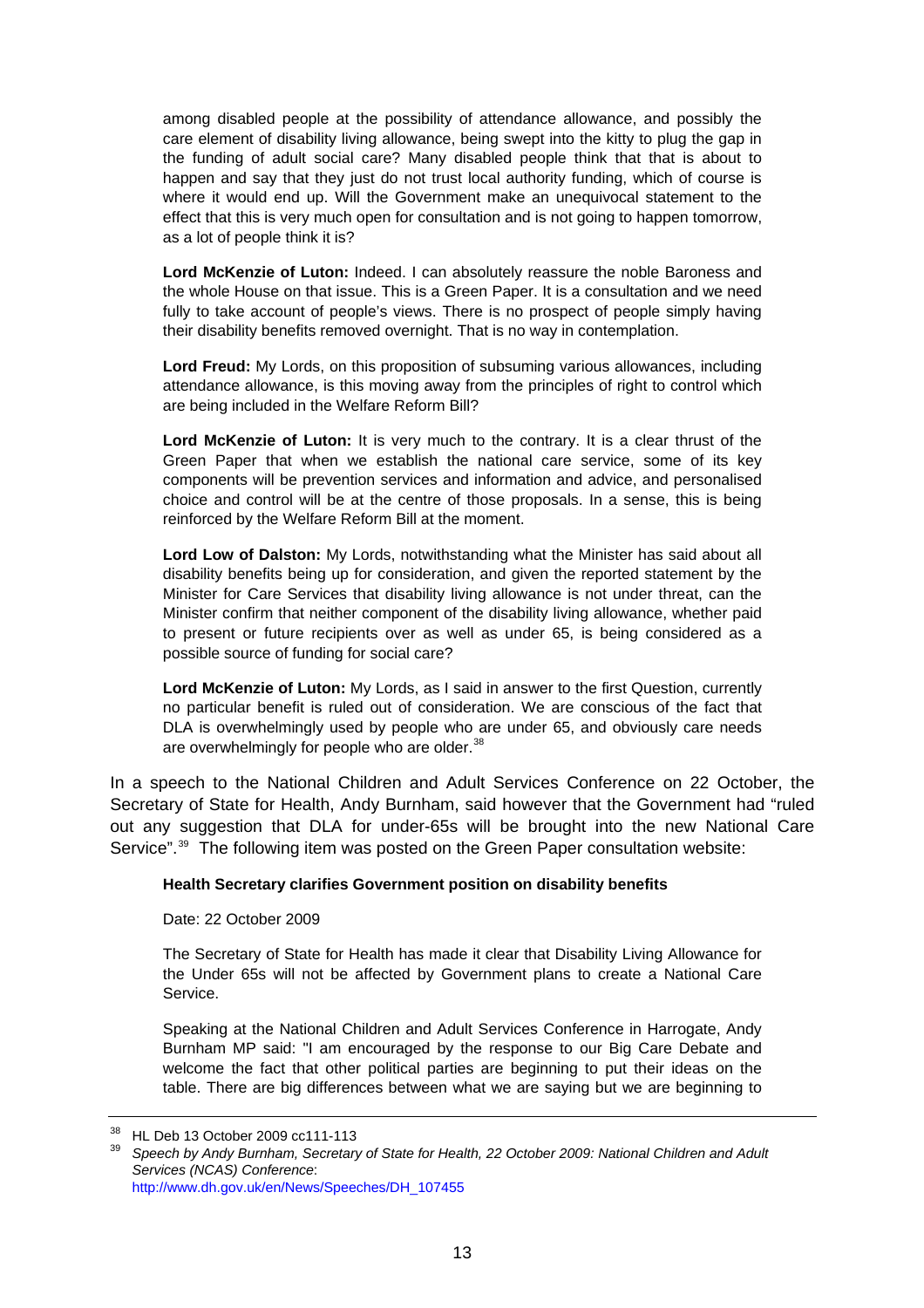> among disabled people at the possibility of attendance allowance, and possibly the care element of disability living allowance, being swept into the kitty to plug the gap in the funding of adult social care? Many disabled people think that that is about to happen and say that they just do not trust local authority funding, which of course is where it would end up. Will the Government make an unequivocal statement to the effect that this is very much open for consultation and is not going to happen tomorrow, as a lot of people think it is?
>
> **Lord McKenzie of Luton:** Indeed. I can absolutely reassure the noble Baroness and the whole House on that issue. This is a Green Paper. It is a consultation and we need fully to take account of people's views. There is no prospect of people simply having their disability benefits removed overnight. That is no way in contemplation.
>
> **Lord Freud:** My Lords, on this proposition of subsuming various allowances, including attendance allowance, is this moving away from the principles of right to control which are being included in the Welfare Reform Bill?
>
> **Lord McKenzie of Luton:** It is very much to the contrary. It is a clear thrust of the Green Paper that when we establish the national care service, some of its key components will be prevention services and information and advice, and personalised choice and control will be at the centre of those proposals. In a sense, this is being reinforced by the Welfare Reform Bill at the moment.
>
> **Lord Low of Dalston:** My Lords, notwithstanding what the Minister has said about all disability benefits being up for consideration, and given the reported statement by the Minister for Care Services that disability living allowance is not under threat, can the Minister confirm that neither component of the disability living allowance, whether paid to present or future recipients over as well as under 65, is being considered as a possible source of funding for social care?
>
> **Lord McKenzie of Luton:** My Lords, as I said in answer to the first Question, currently no particular benefit is ruled out of consideration. We are conscious of the fact that DLA is overwhelmingly used by people who are under 65, and obviously care needs are overwhelmingly for people who are older.[38]

In a speech to the National Children and Adult Services Conference on 22 October, the Secretary of State for Health, Andy Burnham, said however that the Government had "ruled out any suggestion that DLA for under-65s will be brought into the new National Care Service".[39] The following item was posted on the Green Paper consultation website:

> **Health Secretary clarifies Government position on disability benefits**
>
> Date: 22 October 2009
>
> The Secretary of State for Health has made it clear that Disability Living Allowance for the Under 65s will not be affected by Government plans to create a National Care Service.
>
> Speaking at the National Children and Adult Services Conference in Harrogate, Andy Burnham MP said: "I am encouraged by the response to our Big Care Debate and welcome the fact that other political parties are beginning to put their ideas on the table. There are big differences between what we are saying but we are beginning to

---

[38] HL Deb 13 October 2009 cc111-113

[39] *Speech by Andy Burnham, Secretary of State for Health, 22 October 2009: National Children and Adult Services (NCAS) Conference*: http://www.dh.gov.uk/en/News/Speeches/DH_107455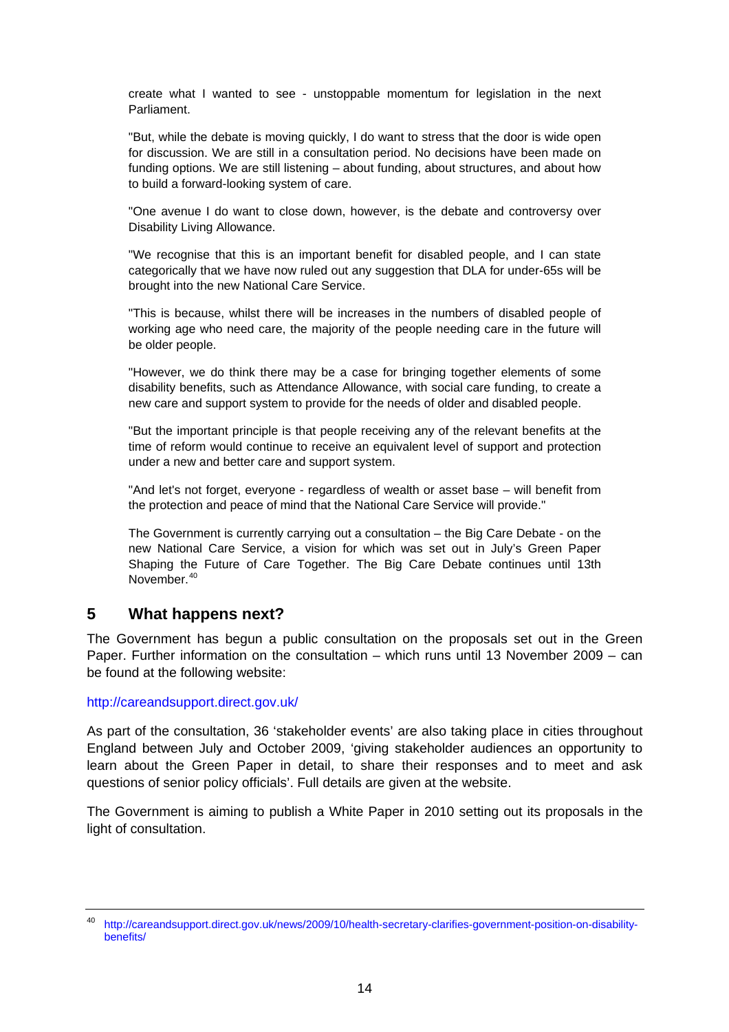create what I wanted to see - unstoppable momentum for legislation in the next Parliament.

"But, while the debate is moving quickly, I do want to stress that the door is wide open for discussion. We are still in a consultation period. No decisions have been made on funding options. We are still listening – about funding, about structures, and about how to build a forward-looking system of care.

"One avenue I do want to close down, however, is the debate and controversy over Disability Living Allowance.

"We recognise that this is an important benefit for disabled people, and I can state categorically that we have now ruled out any suggestion that DLA for under-65s will be brought into the new National Care Service.

"This is because, whilst there will be increases in the numbers of disabled people of working age who need care, the majority of the people needing care in the future will be older people.

"However, we do think there may be a case for bringing together elements of some disability benefits, such as Attendance Allowance, with social care funding, to create a new care and support system to provide for the needs of older and disabled people.

"But the important principle is that people receiving any of the relevant benefits at the time of reform would continue to receive an equivalent level of support and protection under a new and better care and support system.

"And let's not forget, everyone - regardless of wealth or asset base – will benefit from the protection and peace of mind that the National Care Service will provide."

The Government is currently carrying out a consultation – the Big Care Debate - on the new National Care Service, a vision for which was set out in July's Green Paper Shaping the Future of Care Together. The Big Care Debate continues until 13th November.[40]

## 5 What happens next?

The Government has begun a public consultation on the proposals set out in the Green Paper. Further information on the consultation – which runs until 13 November 2009 – can be found at the following website:

http://careandsupport.direct.gov.uk/

As part of the consultation, 36 'stakeholder events' are also taking place in cities throughout England between July and October 2009, 'giving stakeholder audiences an opportunity to learn about the Green Paper in detail, to share their responses and to meet and ask questions of senior policy officials'. Full details are given at the website.

The Government is aiming to publish a White Paper in 2010 setting out its proposals in the light of consultation.

---

[40] http://careandsupport.direct.gov.uk/news/2009/10/health-secretary-clarifies-government-position-on-disability-benefits/